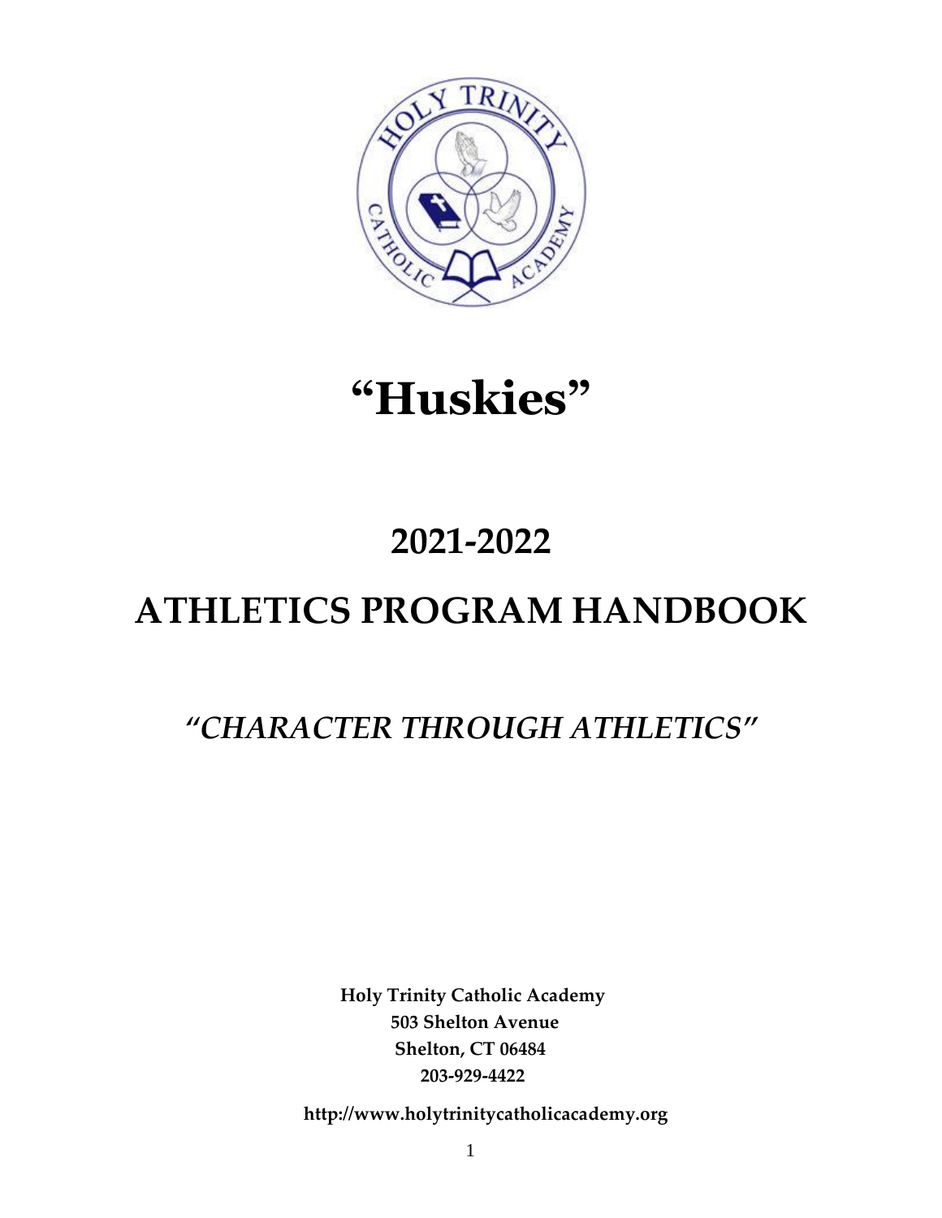# "Huskies"

## 2021-2022

# ATHLETICS PROGRAM HANDBOOK

## *"CHARACTER THROUGH ATHLETICS"*

**Holy Trinity Catholic Academy**
**503 Shelton Avenue**
**Shelton, CT 06484**
**203-929-4422**

**http://www.holytrinitycatholicacademy.org**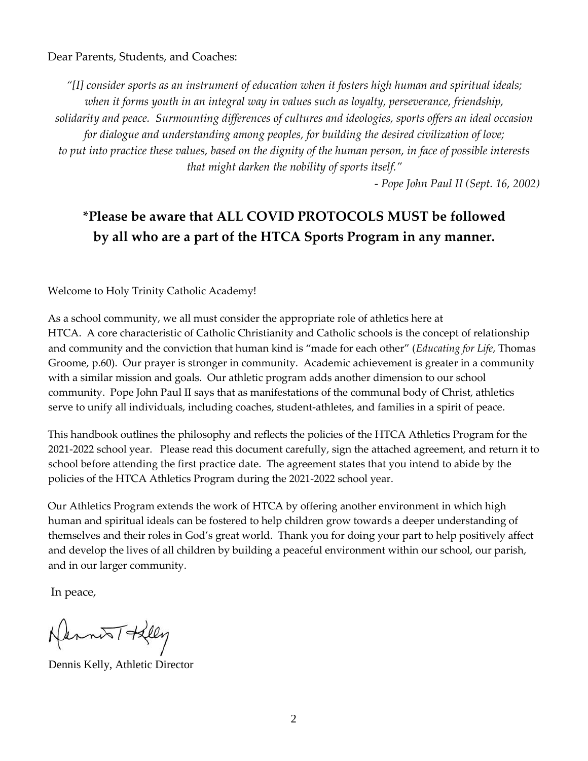Dear Parents, Students, and Coaches:

*"[I] consider sports as an instrument of education when it fosters high human and spiritual ideals; when it forms youth in an integral way in values such as loyalty, perseverance, friendship, solidarity and peace. Surmounting differences of cultures and ideologies, sports offers an ideal occasion for dialogue and understanding among peoples, for building the desired civilization of love; to put into practice these values, based on the dignity of the human person, in face of possible interests that might darken the nobility of sports itself."*

*- Pope John Paul II (Sept. 16, 2002)*

**\*Please be aware that ALL COVID PROTOCOLS MUST be followed by all who are a part of the HTCA Sports Program in any manner.**

Welcome to Holy Trinity Catholic Academy!

As a school community, we all must consider the appropriate role of athletics here at HTCA. A core characteristic of Catholic Christianity and Catholic schools is the concept of relationship and community and the conviction that human kind is "made for each other" (*Educating for Life*, Thomas Groome, p.60). Our prayer is stronger in community. Academic achievement is greater in a community with a similar mission and goals. Our athletic program adds another dimension to our school community. Pope John Paul II says that as manifestations of the communal body of Christ, athletics serve to unify all individuals, including coaches, student-athletes, and families in a spirit of peace.

This handbook outlines the philosophy and reflects the policies of the HTCA Athletics Program for the 2021-2022 school year. Please read this document carefully, sign the attached agreement, and return it to school before attending the first practice date. The agreement states that you intend to abide by the policies of the HTCA Athletics Program during the 2021-2022 school year.

Our Athletics Program extends the work of HTCA by offering another environment in which high human and spiritual ideals can be fostered to help children grow towards a deeper understanding of themselves and their roles in God's great world. Thank you for doing your part to help positively affect and develop the lives of all children by building a peaceful environment within our school, our parish, and in our larger community.

In peace,

Dennis T Kelly

Dennis Kelly, Athletic Director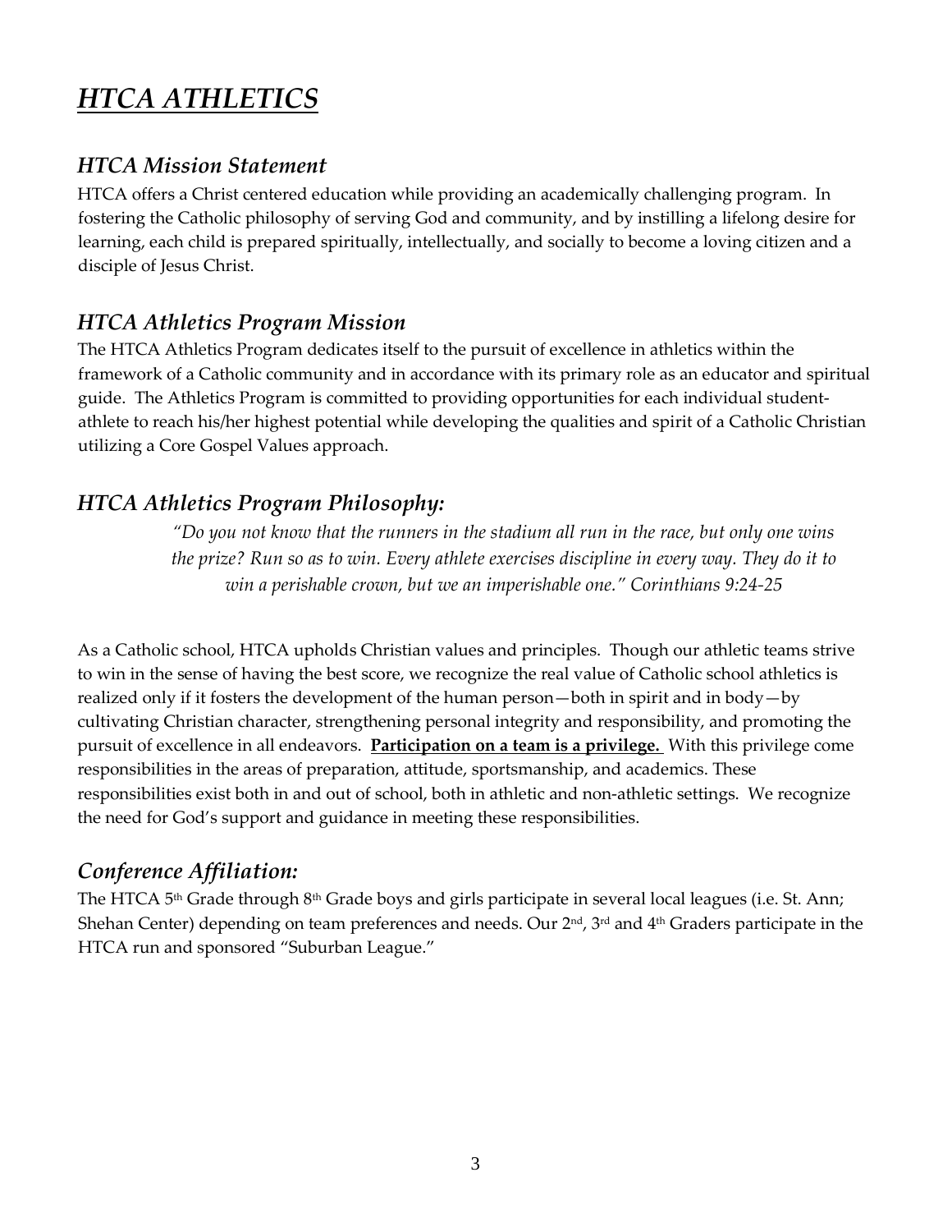# *HTCA ATHLETICS*

## *HTCA Mission Statement*

HTCA offers a Christ centered education while providing an academically challenging program. In fostering the Catholic philosophy of serving God and community, and by instilling a lifelong desire for learning, each child is prepared spiritually, intellectually, and socially to become a loving citizen and a disciple of Jesus Christ.

## *HTCA Athletics Program Mission*

The HTCA Athletics Program dedicates itself to the pursuit of excellence in athletics within the framework of a Catholic community and in accordance with its primary role as an educator and spiritual guide. The Athletics Program is committed to providing opportunities for each individual student-athlete to reach his/her highest potential while developing the qualities and spirit of a Catholic Christian utilizing a Core Gospel Values approach.

## *HTCA Athletics Program Philosophy:*

> *"Do you not know that the runners in the stadium all run in the race, but only one wins the prize? Run so as to win. Every athlete exercises discipline in every way. They do it to win a perishable crown, but we an imperishable one." Corinthians 9:24-25*

As a Catholic school, HTCA upholds Christian values and principles. Though our athletic teams strive to win in the sense of having the best score, we recognize the real value of Catholic school athletics is realized only if it fosters the development of the human person—both in spirit and in body—by cultivating Christian character, strengthening personal integrity and responsibility, and promoting the pursuit of excellence in all endeavors. **Participation on a team is a privilege.** With this privilege come responsibilities in the areas of preparation, attitude, sportsmanship, and academics. These responsibilities exist both in and out of school, both in athletic and non-athletic settings. We recognize the need for God's support and guidance in meeting these responsibilities.

## *Conference Affiliation:*

The HTCA 5th Grade through 8th Grade boys and girls participate in several local leagues (i.e. St. Ann; Shehan Center) depending on team preferences and needs. Our 2nd, 3rd and 4th Graders participate in the HTCA run and sponsored "Suburban League."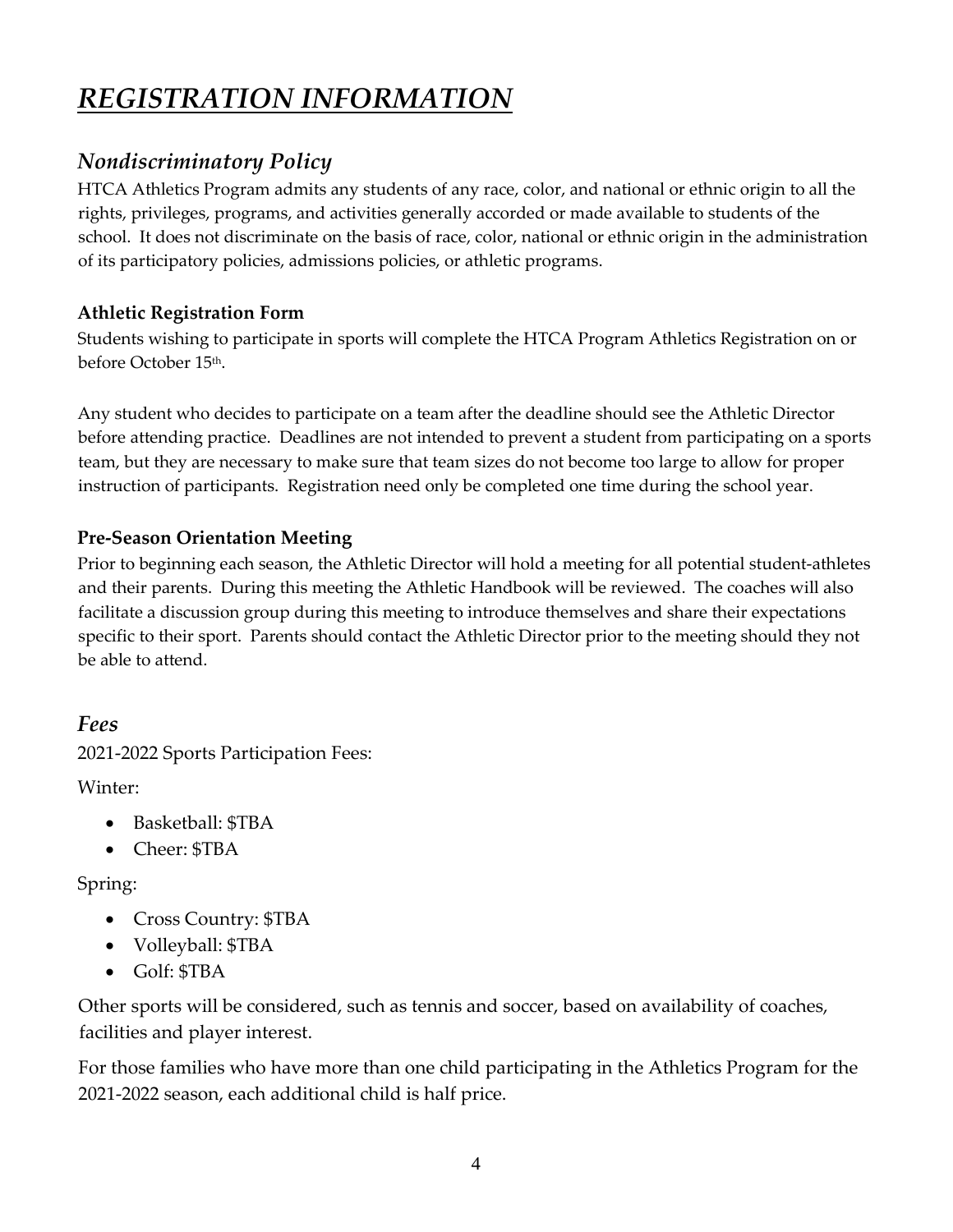# *REGISTRATION INFORMATION*

## *Nondiscriminatory Policy*

HTCA Athletics Program admits any students of any race, color, and national or ethnic origin to all the rights, privileges, programs, and activities generally accorded or made available to students of the school. It does not discriminate on the basis of race, color, national or ethnic origin in the administration of its participatory policies, admissions policies, or athletic programs.

### **Athletic Registration Form**

Students wishing to participate in sports will complete the HTCA Program Athletics Registration on or before October 15th.

Any student who decides to participate on a team after the deadline should see the Athletic Director before attending practice. Deadlines are not intended to prevent a student from participating on a sports team, but they are necessary to make sure that team sizes do not become too large to allow for proper instruction of participants. Registration need only be completed one time during the school year.

### **Pre-Season Orientation Meeting**

Prior to beginning each season, the Athletic Director will hold a meeting for all potential student-athletes and their parents. During this meeting the Athletic Handbook will be reviewed. The coaches will also facilitate a discussion group during this meeting to introduce themselves and share their expectations specific to their sport. Parents should contact the Athletic Director prior to the meeting should they not be able to attend.

## *Fees*

2021-2022 Sports Participation Fees:

Winter:

- Basketball: $TBA
- Cheer: $TBA

Spring:

- Cross Country: $TBA
- Volleyball: $TBA
- Golf: $TBA

Other sports will be considered, such as tennis and soccer, based on availability of coaches, facilities and player interest.

For those families who have more than one child participating in the Athletics Program for the 2021-2022 season, each additional child is half price.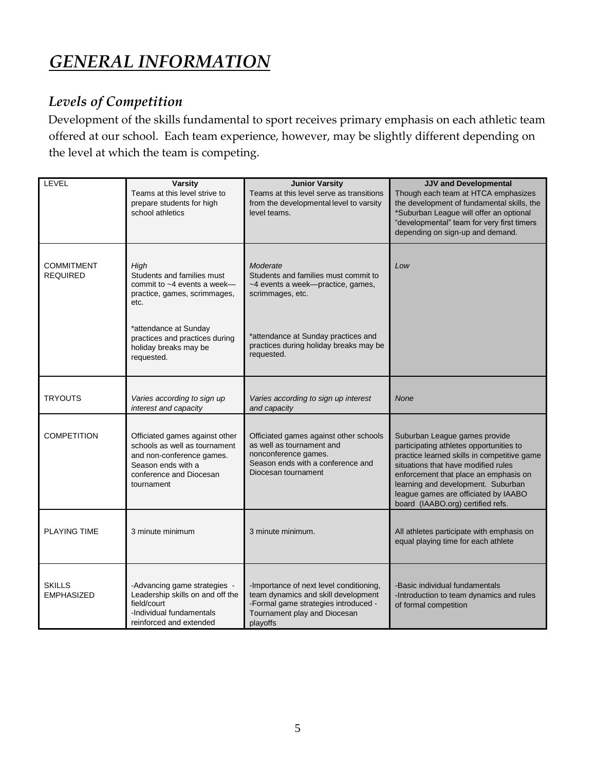# *GENERAL INFORMATION*

## *Levels of Competition*

Development of the skills fundamental to sport receives primary emphasis on each athletic team offered at our school. Each team experience, however, may be slightly different depending on the level at which the team is competing.

| LEVEL | **Varsity**<br>Teams at this level strive to prepare students for high school athletics | **Junior Varsity**<br>Teams at this level serve as transitions from the developmental level to varsity level teams. | **JJV and Developmental**<br>Though each team at HTCA emphasizes the development of fundamental skills, the *Suburban League will offer an optional "developmental" team for very first timers depending on sign-up and demand. |
|---|---|---|---|
| COMMITMENT REQUIRED | *High*<br>Students and families must commit to ~4 events a week—practice, games, scrimmages, etc.<br><br>*attendance at Sunday practices and practices during holiday breaks may be requested. | *Moderate*<br>Students and families must commit to ~4 events a week—practice, games, scrimmages, etc.<br><br>*attendance at Sunday practices and practices during holiday breaks may be requested. | *Low* |
| TRYOUTS | *Varies according to sign up interest and capacity* | *Varies according to sign up interest and capacity* | *None* |
| COMPETITION | Officiated games against other schools as well as tournament and non-conference games. Season ends with a conference and Diocesan tournament | Officiated games against other schools as well as tournament and nonconference games. Season ends with a conference and Diocesan tournament | Suburban League games provide participating athletes opportunities to practice learned skills in competitive game situations that have modified rules enforcement that place an emphasis on learning and development. Suburban league games are officiated by IAABO board (IAABO.org) certified refs. |
| PLAYING TIME | 3 minute minimum | 3 minute minimum. | All athletes participate with emphasis on equal playing time for each athlete |
| SKILLS EMPHASIZED | -Advancing game strategies -Leadership skills on and off the field/court<br>-Individual fundamentals reinforced and extended | -Importance of next level conditioning, team dynamics and skill development<br>-Formal game strategies introduced -Tournament play and Diocesan playoffs | -Basic individual fundamentals<br>-Introduction to team dynamics and rules of formal competition |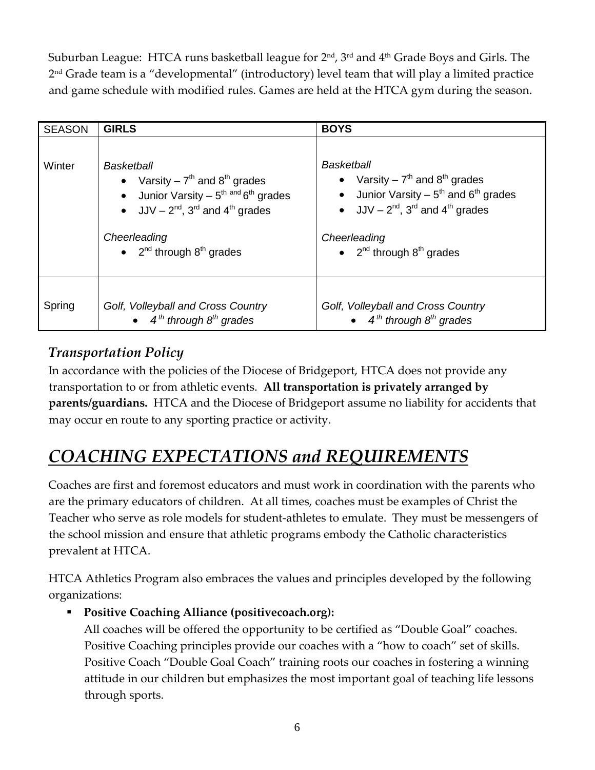Suburban League: HTCA runs basketball league for 2nd, 3rd and 4th Grade Boys and Girls. The 2nd Grade team is a "developmental" (introductory) level team that will play a limited practice and game schedule with modified rules. Games are held at the HTCA gym during the season.

| SEASON | GIRLS | BOYS |
|---|---|---|
| Winter | *Basketball*<br>• Varsity – 7th and 8th grades<br>• Junior Varsity – 5th and 6th grades<br>• JJV – 2nd, 3rd and 4th grades<br><br>*Cheerleading*<br>• 2nd through 8th grades | *Basketball*<br>• Varsity – 7th and 8th grades<br>• Junior Varsity – 5th and 6th grades<br>• JJV – 2nd, 3rd and 4th grades<br><br>*Cheerleading*<br>• 2nd through 8th grades |
| Spring | *Golf, Volleyball and Cross Country*<br>• *4th through 8th grades* | *Golf, Volleyball and Cross Country*<br>• *4th through 8th grades* |

## *Transportation Policy*

In accordance with the policies of the Diocese of Bridgeport, HTCA does not provide any transportation to or from athletic events. **All transportation is privately arranged by parents/guardians.** HTCA and the Diocese of Bridgeport assume no liability for accidents that may occur en route to any sporting practice or activity.

# *COACHING EXPECTATIONS and REQUIREMENTS*

Coaches are first and foremost educators and must work in coordination with the parents who are the primary educators of children. At all times, coaches must be examples of Christ the Teacher who serve as role models for student-athletes to emulate. They must be messengers of the school mission and ensure that athletic programs embody the Catholic characteristics prevalent at HTCA.

HTCA Athletics Program also embraces the values and principles developed by the following organizations:

- **Positive Coaching Alliance (positivecoach.org):**
  All coaches will be offered the opportunity to be certified as "Double Goal" coaches. Positive Coaching principles provide our coaches with a "how to coach" set of skills. Positive Coach "Double Goal Coach" training roots our coaches in fostering a winning attitude in our children but emphasizes the most important goal of teaching life lessons through sports.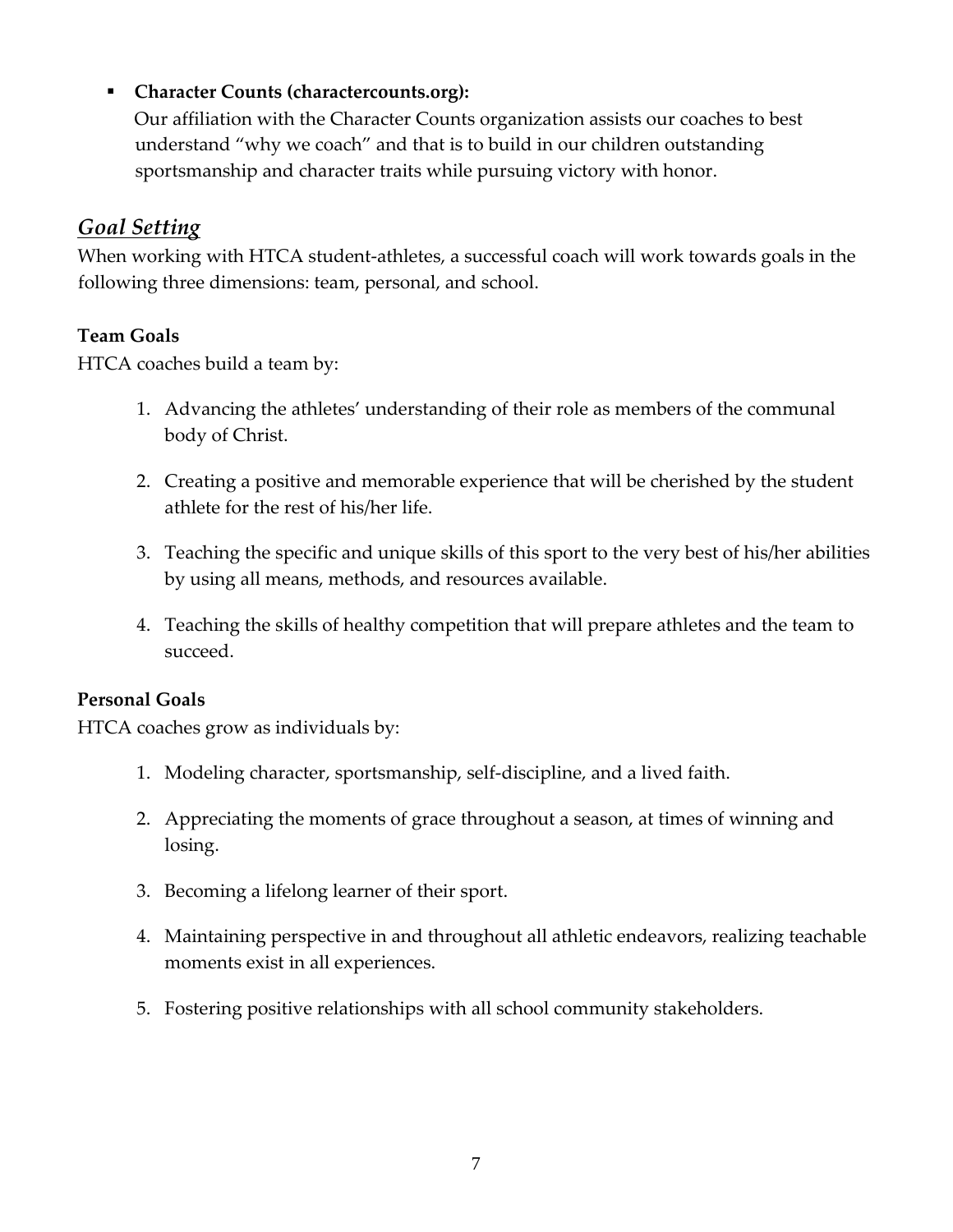- **Character Counts (charactercounts.org):**
  Our affiliation with the Character Counts organization assists our coaches to best understand "why we coach" and that is to build in our children outstanding sportsmanship and character traits while pursuing victory with honor.

## *Goal Setting*

When working with HTCA student-athletes, a successful coach will work towards goals in the following three dimensions: team, personal, and school.

### Team Goals

HTCA coaches build a team by:

1. Advancing the athletes' understanding of their role as members of the communal body of Christ.

2. Creating a positive and memorable experience that will be cherished by the student athlete for the rest of his/her life.

3. Teaching the specific and unique skills of this sport to the very best of his/her abilities by using all means, methods, and resources available.

4. Teaching the skills of healthy competition that will prepare athletes and the team to succeed.

### Personal Goals

HTCA coaches grow as individuals by:

1. Modeling character, sportsmanship, self-discipline, and a lived faith.

2. Appreciating the moments of grace throughout a season, at times of winning and losing.

3. Becoming a lifelong learner of their sport.

4. Maintaining perspective in and throughout all athletic endeavors, realizing teachable moments exist in all experiences.

5. Fostering positive relationships with all school community stakeholders.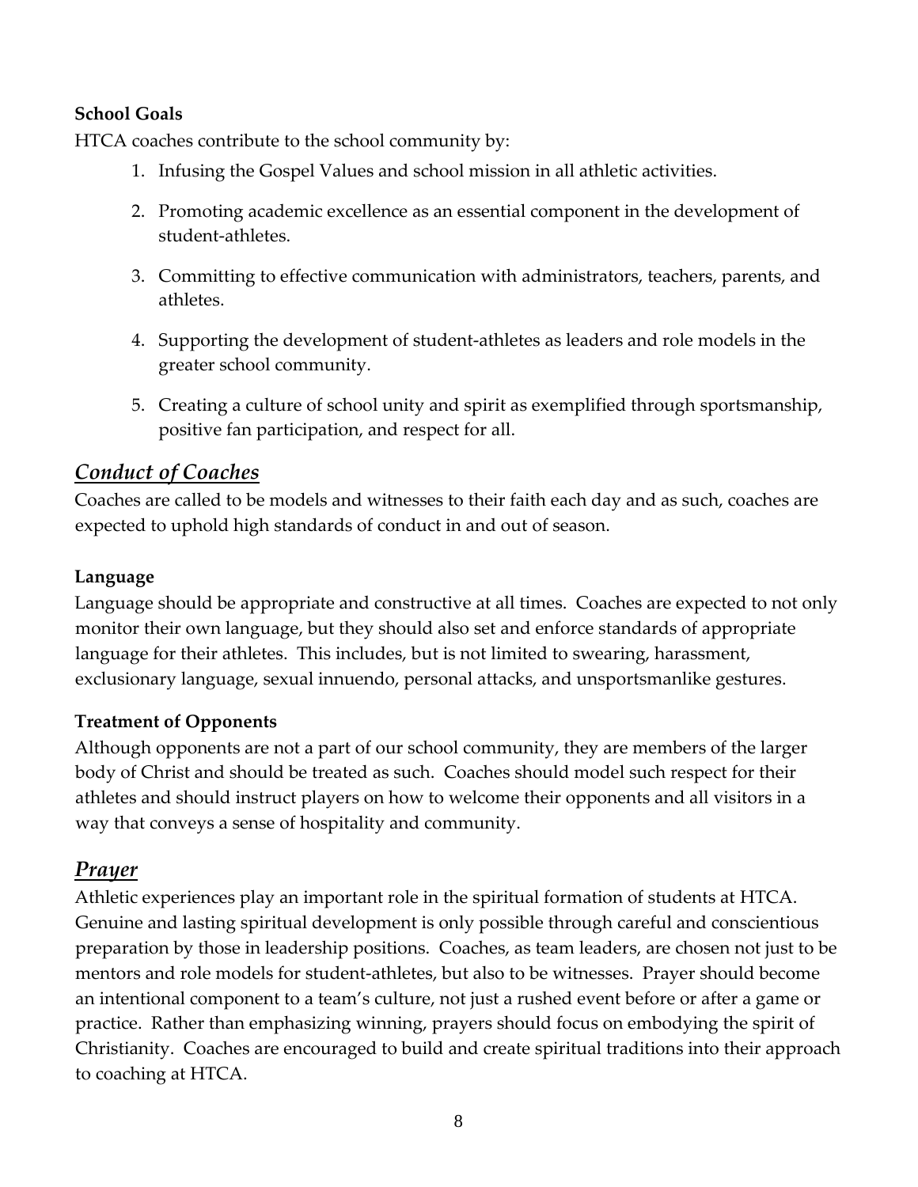**School Goals**

HTCA coaches contribute to the school community by:

1. Infusing the Gospel Values and school mission in all athletic activities.
2. Promoting academic excellence as an essential component in the development of student-athletes.
3. Committing to effective communication with administrators, teachers, parents, and athletes.
4. Supporting the development of student-athletes as leaders and role models in the greater school community.
5. Creating a culture of school unity and spirit as exemplified through sportsmanship, positive fan participation, and respect for all.

## ***Conduct of Coaches***

Coaches are called to be models and witnesses to their faith each day and as such, coaches are expected to uphold high standards of conduct in and out of season.

**Language**

Language should be appropriate and constructive at all times. Coaches are expected to not only monitor their own language, but they should also set and enforce standards of appropriate language for their athletes. This includes, but is not limited to swearing, harassment, exclusionary language, sexual innuendo, personal attacks, and unsportsmanlike gestures.

**Treatment of Opponents**

Although opponents are not a part of our school community, they are members of the larger body of Christ and should be treated as such. Coaches should model such respect for their athletes and should instruct players on how to welcome their opponents and all visitors in a way that conveys a sense of hospitality and community.

## ***Prayer***

Athletic experiences play an important role in the spiritual formation of students at HTCA. Genuine and lasting spiritual development is only possible through careful and conscientious preparation by those in leadership positions. Coaches, as team leaders, are chosen not just to be mentors and role models for student-athletes, but also to be witnesses. Prayer should become an intentional component to a team's culture, not just a rushed event before or after a game or practice. Rather than emphasizing winning, prayers should focus on embodying the spirit of Christianity. Coaches are encouraged to build and create spiritual traditions into their approach to coaching at HTCA.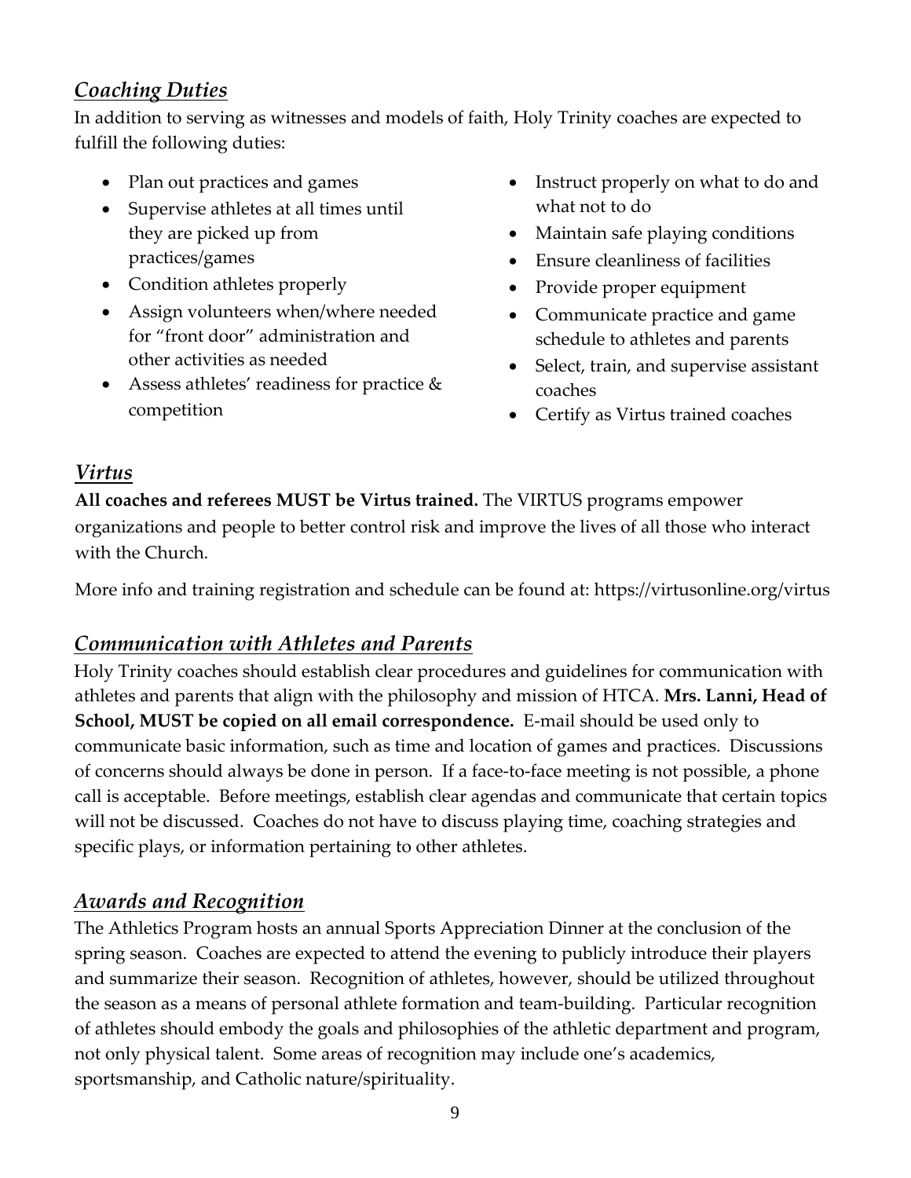## *Coaching Duties*

In addition to serving as witnesses and models of faith, Holy Trinity coaches are expected to fulfill the following duties:

- Plan out practices and games
- Supervise athletes at all times until they are picked up from practices/games
- Condition athletes properly
- Assign volunteers when/where needed for "front door" administration and other activities as needed
- Assess athletes' readiness for practice & competition
- Instruct properly on what to do and what not to do
- Maintain safe playing conditions
- Ensure cleanliness of facilities
- Provide proper equipment
- Communicate practice and game schedule to athletes and parents
- Select, train, and supervise assistant coaches
- Certify as Virtus trained coaches

## *Virtus*

**All coaches and referees MUST be Virtus trained.** The VIRTUS programs empower organizations and people to better control risk and improve the lives of all those who interact with the Church.

More info and training registration and schedule can be found at: https://virtusonline.org/virtus

## *Communication with Athletes and Parents*

Holy Trinity coaches should establish clear procedures and guidelines for communication with athletes and parents that align with the philosophy and mission of HTCA. **Mrs. Lanni, Head of School, MUST be copied on all email correspondence.** E-mail should be used only to communicate basic information, such as time and location of games and practices. Discussions of concerns should always be done in person. If a face-to-face meeting is not possible, a phone call is acceptable. Before meetings, establish clear agendas and communicate that certain topics will not be discussed. Coaches do not have to discuss playing time, coaching strategies and specific plays, or information pertaining to other athletes.

## *Awards and Recognition*

The Athletics Program hosts an annual Sports Appreciation Dinner at the conclusion of the spring season. Coaches are expected to attend the evening to publicly introduce their players and summarize their season. Recognition of athletes, however, should be utilized throughout the season as a means of personal athlete formation and team-building. Particular recognition of athletes should embody the goals and philosophies of the athletic department and program, not only physical talent. Some areas of recognition may include one's academics, sportsmanship, and Catholic nature/spirituality.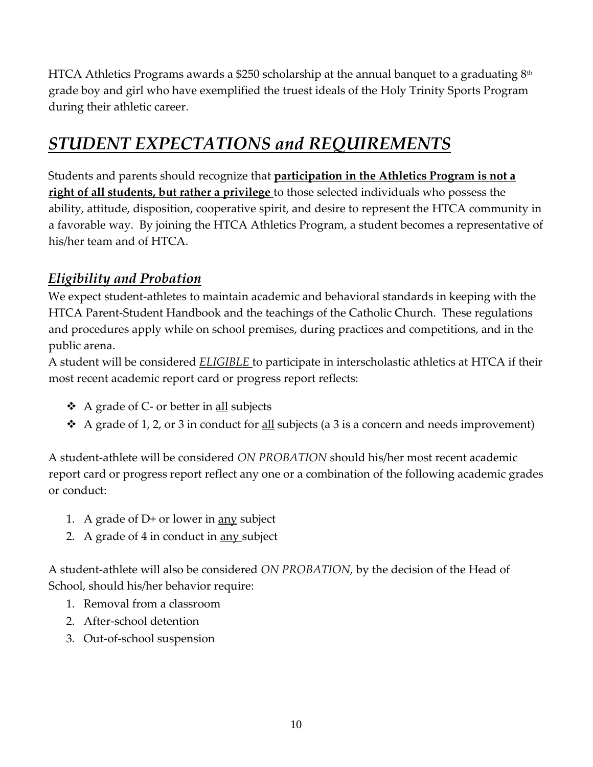HTCA Athletics Programs awards a $250 scholarship at the annual banquet to a graduating 8th grade boy and girl who have exemplified the truest ideals of the Holy Trinity Sports Program during their athletic career.

# *STUDENT EXPECTATIONS and REQUIREMENTS*

Students and parents should recognize that **participation in the Athletics Program is not a right of all students, but rather a privilege** to those selected individuals who possess the ability, attitude, disposition, cooperative spirit, and desire to represent the HTCA community in a favorable way. By joining the HTCA Athletics Program, a student becomes a representative of his/her team and of HTCA.

## *Eligibility and Probation*

We expect student-athletes to maintain academic and behavioral standards in keeping with the HTCA Parent-Student Handbook and the teachings of the Catholic Church. These regulations and procedures apply while on school premises, during practices and competitions, and in the public arena.

A student will be considered *ELIGIBLE* to participate in interscholastic athletics at HTCA if their most recent academic report card or progress report reflects:

- A grade of C- or better in all subjects
- A grade of 1, 2, or 3 in conduct for all subjects (a 3 is a concern and needs improvement)

A student-athlete will be considered *ON PROBATION* should his/her most recent academic report card or progress report reflect any one or a combination of the following academic grades or conduct:

1. A grade of D+ or lower in any subject
2. A grade of 4 in conduct in any subject

A student-athlete will also be considered *ON PROBATION*, by the decision of the Head of School, should his/her behavior require:

1. Removal from a classroom
2. After-school detention
3. Out-of-school suspension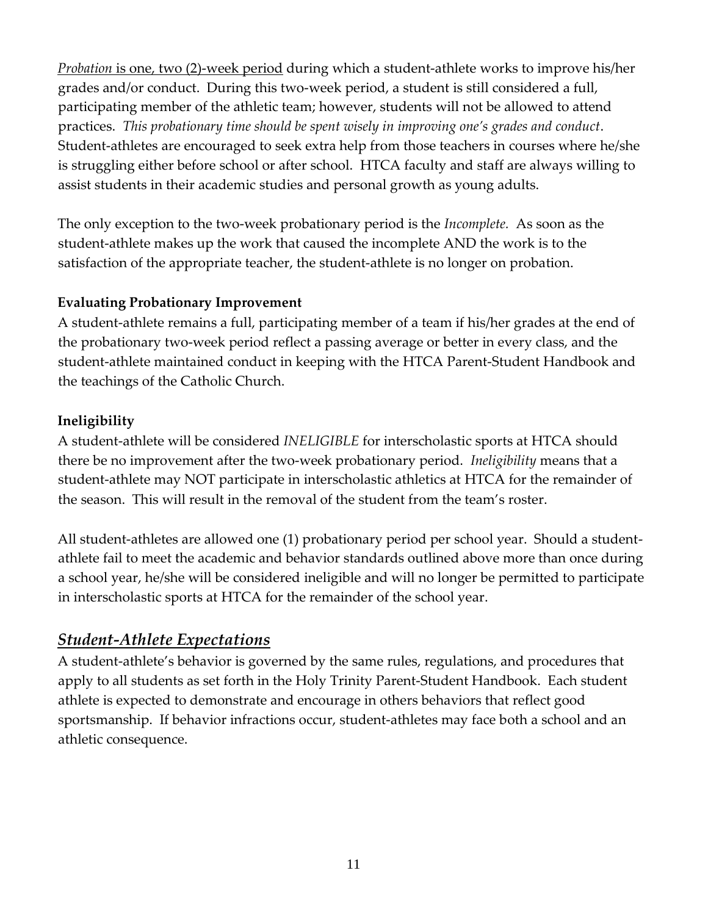*Probation* is one, two (2)-week period during which a student-athlete works to improve his/her grades and/or conduct. During this two-week period, a student is still considered a full, participating member of the athletic team; however, students will not be allowed to attend practices. *This probationary time should be spent wisely in improving one's grades and conduct*. Student-athletes are encouraged to seek extra help from those teachers in courses where he/she is struggling either before school or after school. HTCA faculty and staff are always willing to assist students in their academic studies and personal growth as young adults.

The only exception to the two-week probationary period is the *Incomplete.* As soon as the student-athlete makes up the work that caused the incomplete AND the work is to the satisfaction of the appropriate teacher, the student-athlete is no longer on probation.

**Evaluating Probationary Improvement**

A student-athlete remains a full, participating member of a team if his/her grades at the end of the probationary two-week period reflect a passing average or better in every class, and the student-athlete maintained conduct in keeping with the HTCA Parent-Student Handbook and the teachings of the Catholic Church.

**Ineligibility**

A student-athlete will be considered *INELIGIBLE* for interscholastic sports at HTCA should there be no improvement after the two-week probationary period. *Ineligibility* means that a student-athlete may NOT participate in interscholastic athletics at HTCA for the remainder of the season. This will result in the removal of the student from the team's roster.

All student-athletes are allowed one (1) probationary period per school year. Should a student-athlete fail to meet the academic and behavior standards outlined above more than once during a school year, he/she will be considered ineligible and will no longer be permitted to participate in interscholastic sports at HTCA for the remainder of the school year.

## *Student-Athlete Expectations*

A student-athlete's behavior is governed by the same rules, regulations, and procedures that apply to all students as set forth in the Holy Trinity Parent-Student Handbook. Each student athlete is expected to demonstrate and encourage in others behaviors that reflect good sportsmanship. If behavior infractions occur, student-athletes may face both a school and an athletic consequence.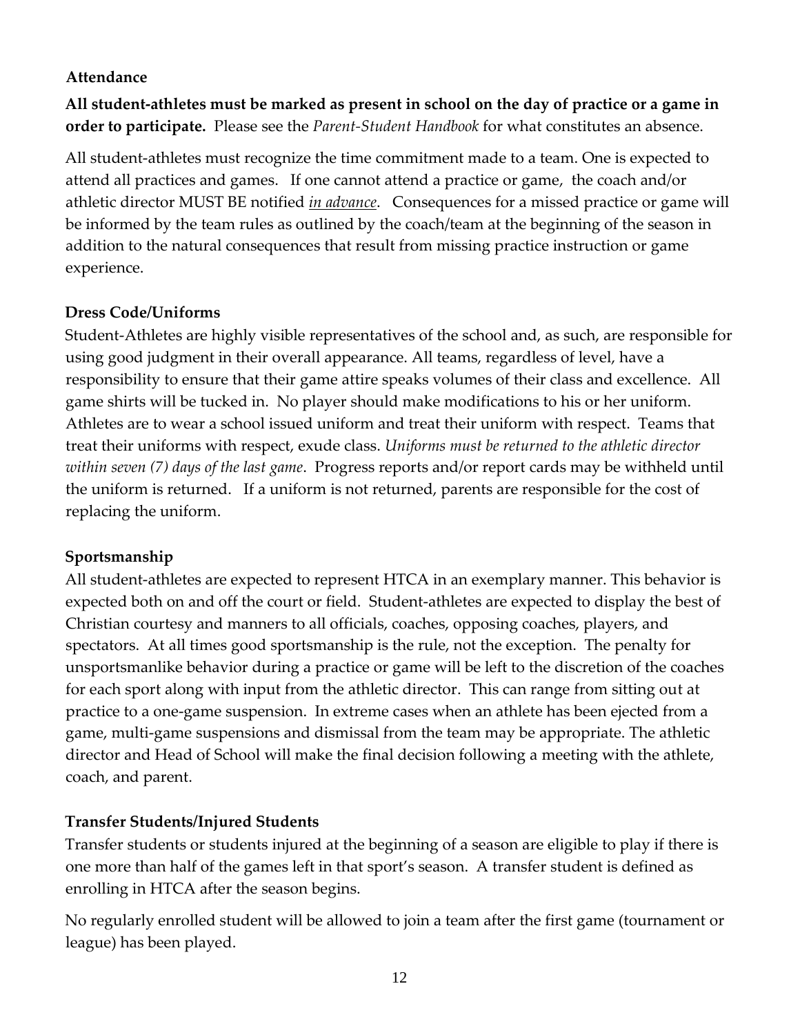## Attendance

**All student-athletes must be marked as present in school on the day of practice or a game in order to participate.** Please see the *Parent-Student Handbook* for what constitutes an absence.

All student-athletes must recognize the time commitment made to a team. One is expected to attend all practices and games. If one cannot attend a practice or game, the coach and/or athletic director MUST BE notified ***in advance***. Consequences for a missed practice or game will be informed by the team rules as outlined by the coach/team at the beginning of the season in addition to the natural consequences that result from missing practice instruction or game experience.

## Dress Code/Uniforms

Student-Athletes are highly visible representatives of the school and, as such, are responsible for using good judgment in their overall appearance. All teams, regardless of level, have a responsibility to ensure that their game attire speaks volumes of their class and excellence. All game shirts will be tucked in. No player should make modifications to his or her uniform. Athletes are to wear a school issued uniform and treat their uniform with respect. Teams that treat their uniforms with respect, exude class. *Uniforms must be returned to the athletic director within seven (7) days of the last game*. Progress reports and/or report cards may be withheld until the uniform is returned. If a uniform is not returned, parents are responsible for the cost of replacing the uniform.

## Sportsmanship

All student-athletes are expected to represent HTCA in an exemplary manner. This behavior is expected both on and off the court or field. Student-athletes are expected to display the best of Christian courtesy and manners to all officials, coaches, opposing coaches, players, and spectators. At all times good sportsmanship is the rule, not the exception. The penalty for unsportsmanlike behavior during a practice or game will be left to the discretion of the coaches for each sport along with input from the athletic director. This can range from sitting out at practice to a one-game suspension. In extreme cases when an athlete has been ejected from a game, multi-game suspensions and dismissal from the team may be appropriate. The athletic director and Head of School will make the final decision following a meeting with the athlete, coach, and parent.

## Transfer Students/Injured Students

Transfer students or students injured at the beginning of a season are eligible to play if there is one more than half of the games left in that sport's season. A transfer student is defined as enrolling in HTCA after the season begins.

No regularly enrolled student will be allowed to join a team after the first game (tournament or league) has been played.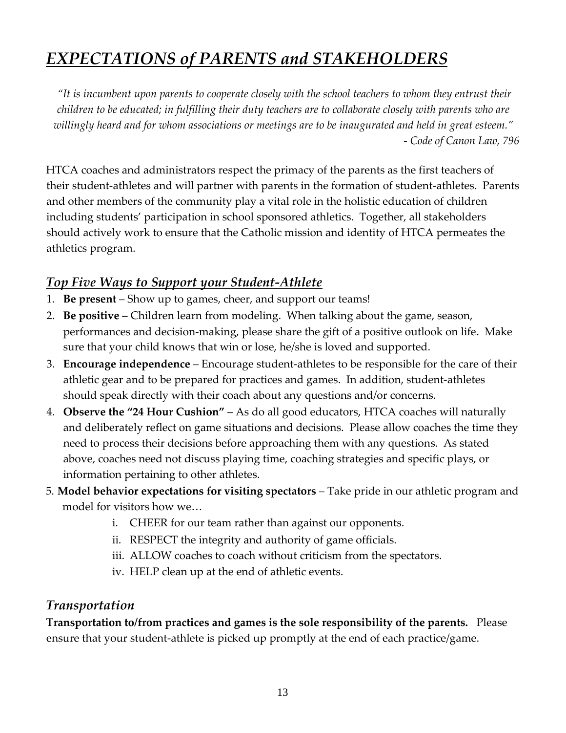// EXPECTATIONS of PARENTS and STAKEHOLDERS

*"It is incumbent upon parents to cooperate closely with the school teachers to whom they entrust their children to be educated; in fulfilling their duty teachers are to collaborate closely with parents who are willingly heard and for whom associations or meetings are to be inaugurated and held in great esteem."*
*- Code of Canon Law, 796*

HTCA coaches and administrators respect the primacy of the parents as the first teachers of their student-athletes and will partner with parents in the formation of student-athletes. Parents and other members of the community play a vital role in the holistic education of children including students' participation in school sponsored athletics. Together, all stakeholders should actively work to ensure that the Catholic mission and identity of HTCA permeates the athletics program.

## *Top Five Ways to Support your Student-Athlete*

1. **Be present** – Show up to games, cheer, and support our teams!
2. **Be positive** – Children learn from modeling. When talking about the game, season, performances and decision-making, please share the gift of a positive outlook on life. Make sure that your child knows that win or lose, he/she is loved and supported.
3. **Encourage independence** – Encourage student-athletes to be responsible for the care of their athletic gear and to be prepared for practices and games. In addition, student-athletes should speak directly with their coach about any questions and/or concerns.
4. **Observe the "24 Hour Cushion"** – As do all good educators, HTCA coaches will naturally and deliberately reflect on game situations and decisions. Please allow coaches the time they need to process their decisions before approaching them with any questions. As stated above, coaches need not discuss playing time, coaching strategies and specific plays, or information pertaining to other athletes.
5. **Model behavior expectations for visiting spectators** – Take pride in our athletic program and model for visitors how we…
    i. CHEER for our team rather than against our opponents.
    ii. RESPECT the integrity and authority of game officials.
    iii. ALLOW coaches to coach without criticism from the spectators.
    iv. HELP clean up at the end of athletic events.

## *Transportation*

**Transportation to/from practices and games is the sole responsibility of the parents.** Please ensure that your student-athlete is picked up promptly at the end of each practice/game.

# *EXPECTATIONS of PARENTS and STAKEHOLDERS*

*"It is incumbent upon parents to cooperate closely with the school teachers to whom they entrust their children to be educated; in fulfilling their duty teachers are to collaborate closely with parents who are willingly heard and for whom associations or meetings are to be inaugurated and held in great esteem."*
*- Code of Canon Law, 796*

HTCA coaches and administrators respect the primacy of the parents as the first teachers of their student-athletes and will partner with parents in the formation of student-athletes. Parents and other members of the community play a vital role in the holistic education of children including students' participation in school sponsored athletics. Together, all stakeholders should actively work to ensure that the Catholic mission and identity of HTCA permeates the athletics program.

## *Top Five Ways to Support your Student-Athlete*

1. **Be present** – Show up to games, cheer, and support our teams!
2. **Be positive** – Children learn from modeling. When talking about the game, season, performances and decision-making, please share the gift of a positive outlook on life. Make sure that your child knows that win or lose, he/she is loved and supported.
3. **Encourage independence** – Encourage student-athletes to be responsible for the care of their athletic gear and to be prepared for practices and games. In addition, student-athletes should speak directly with their coach about any questions and/or concerns.
4. **Observe the "24 Hour Cushion"** – As do all good educators, HTCA coaches will naturally and deliberately reflect on game situations and decisions. Please allow coaches the time they need to process their decisions before approaching them with any questions. As stated above, coaches need not discuss playing time, coaching strategies and specific plays, or information pertaining to other athletes.
5. **Model behavior expectations for visiting spectators** – Take pride in our athletic program and model for visitors how we…
    i. CHEER for our team rather than against our opponents.
    ii. RESPECT the integrity and authority of game officials.
    iii. ALLOW coaches to coach without criticism from the spectators.
    iv. HELP clean up at the end of athletic events.

## *Transportation*

**Transportation to/from practices and games is the sole responsibility of the parents.** Please ensure that your student-athlete is picked up promptly at the end of each practice/game.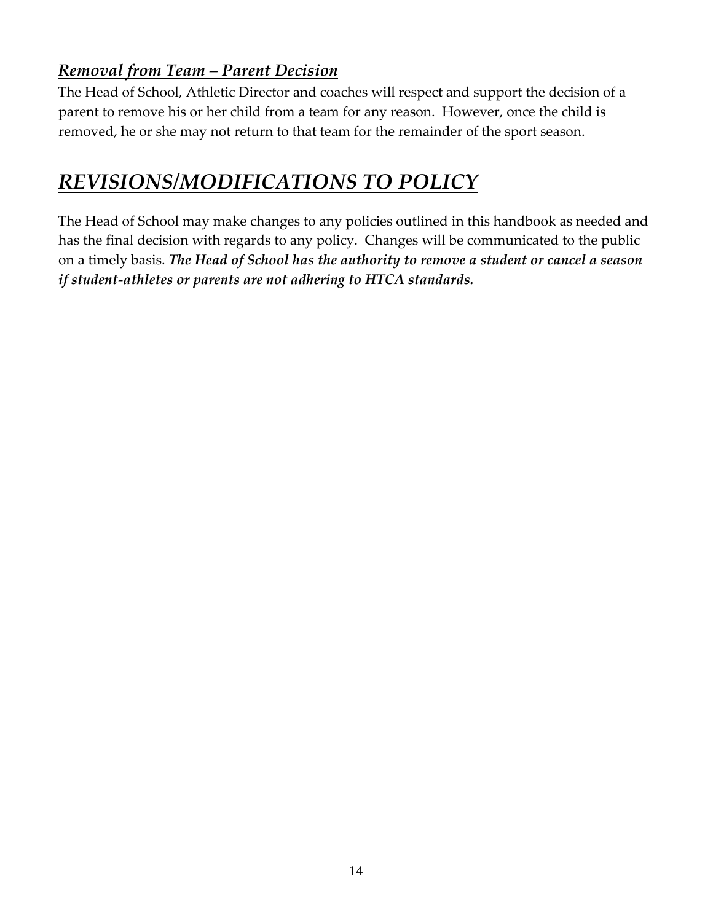### *Removal from Team – Parent Decision*

The Head of School, Athletic Director and coaches will respect and support the decision of a parent to remove his or her child from a team for any reason. However, once the child is removed, he or she may not return to that team for the remainder of the sport season.

# *REVISIONS/MODIFICATIONS TO POLICY*

The Head of School may make changes to any policies outlined in this handbook as needed and has the final decision with regards to any policy. Changes will be communicated to the public on a timely basis. ***The Head of School has the authority to remove a student or cancel a season if student-athletes or parents are not adhering to HTCA standards.***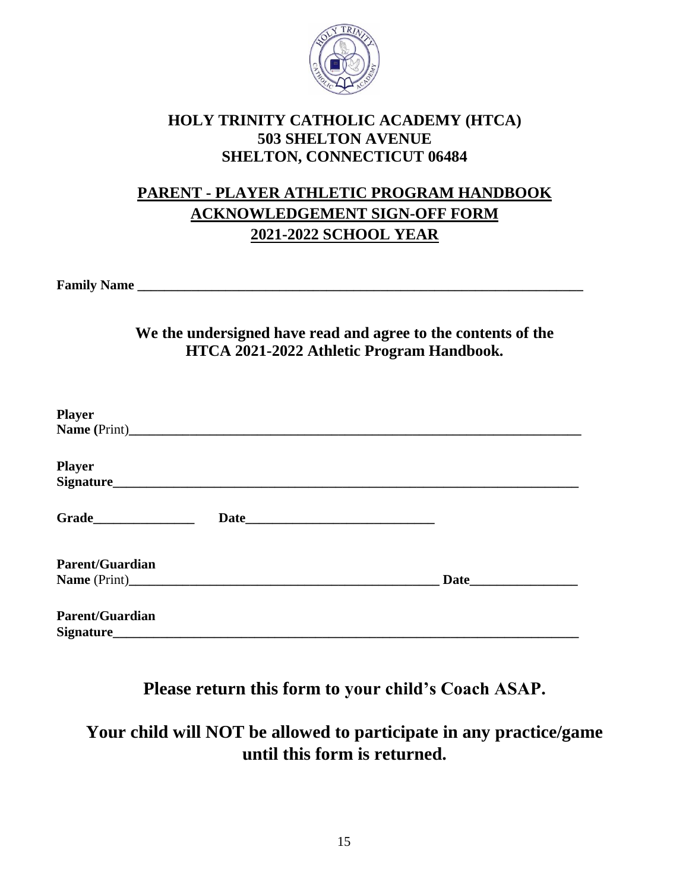**HOLY TRINITY CATHOLIC ACADEMY (HTCA)**
**503 SHELTON AVENUE**
**SHELTON, CONNECTICUT 06484**

**PARENT - PLAYER ATHLETIC PROGRAM HANDBOOK**
**ACKNOWLEDGEMENT SIGN-OFF FORM**
**2021-2022 SCHOOL YEAR**

**Family Name** ______________________________________________________________________

**We the undersigned have read and agree to the contents of the HTCA 2021-2022 Athletic Program Handbook.**

**Player**
**Name (**Print)______________________________________________________________________

**Player**
**Signature**______________________________________________________________________

**Grade**________________ **Date**_____________________________

**Parent/Guardian**
**Name** (Print)_______________________________________________ **Date**________________

**Parent/Guardian**
**Signature**______________________________________________________________________

**Please return this form to your child's Coach ASAP.**

**Your child will NOT be allowed to participate in any practice/game until this form is returned.**